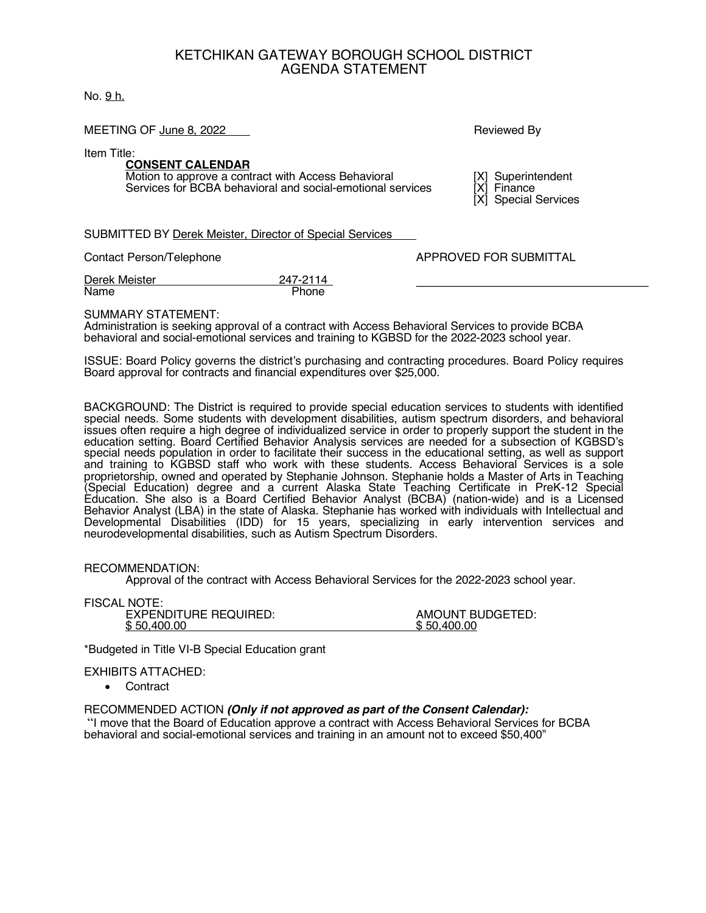# KETCHIKAN GATEWAY BOROUGH SCHOOL DISTRICT
## AGENDA STATEMENT

No. 9 h.

MEETING OF June 8, 2022

Reviewed By

[X] Superintendent
[X] Finance
[X] Special Services

Item Title:

**CONSENT CALENDAR**
Motion to approve a contract with Access Behavioral Services for BCBA behavioral and social-emotional services

SUBMITTED BY Derek Meister, Director of Special Services

Contact Person/Telephone

Derek Meister — 247-2114
Name — Phone

APPROVED FOR SUBMITTAL

\_\_\_\_\_\_\_\_\_\_\_\_\_\_\_\_\_\_\_\_\_\_\_\_\_\_\_\_\_\_\_\_\_\_\_\_

SUMMARY STATEMENT:
Administration is seeking approval of a contract with Access Behavioral Services to provide BCBA behavioral and social-emotional services and training to KGBSD for the 2022-2023 school year.

ISSUE: Board Policy governs the district's purchasing and contracting procedures. Board Policy requires Board approval for contracts and financial expenditures over $25,000.

BACKGROUND: The District is required to provide special education services to students with identified special needs. Some students with development disabilities, autism spectrum disorders, and behavioral issues often require a high degree of individualized service in order to properly support the student in the education setting. Board Certified Behavior Analysis services are needed for a subsection of KGBSD's special needs population in order to facilitate their success in the educational setting, as well as support and training to KGBSD staff who work with these students. Access Behavioral Services is a sole proprietorship, owned and operated by Stephanie Johnson. Stephanie holds a Master of Arts in Teaching (Special Education) degree and a current Alaska State Teaching Certificate in PreK-12 Special Education. She also is a Board Certified Behavior Analyst (BCBA) (nation-wide) and is a Licensed Behavior Analyst (LBA) in the state of Alaska. Stephanie has worked with individuals with Intellectual and Developmental Disabilities (IDD) for 15 years, specializing in early intervention services and neurodevelopmental disabilities, such as Autism Spectrum Disorders.

RECOMMENDATION:
Approval of the contract with Access Behavioral Services for the 2022-2023 school year.

FISCAL NOTE:

| EXPENDITURE REQUIRED: | AMOUNT BUDGETED: |
|---|---|
| $ 50,400.00 | $ 50,400.00 |

*Budgeted in Title VI-B Special Education grant

EXHIBITS ATTACHED:

- Contract

RECOMMENDED ACTION ***(Only if not approved as part of the Consent Calendar):***
"I move that the Board of Education approve a contract with Access Behavioral Services for BCBA behavioral and social-emotional services and training in an amount not to exceed $50,400"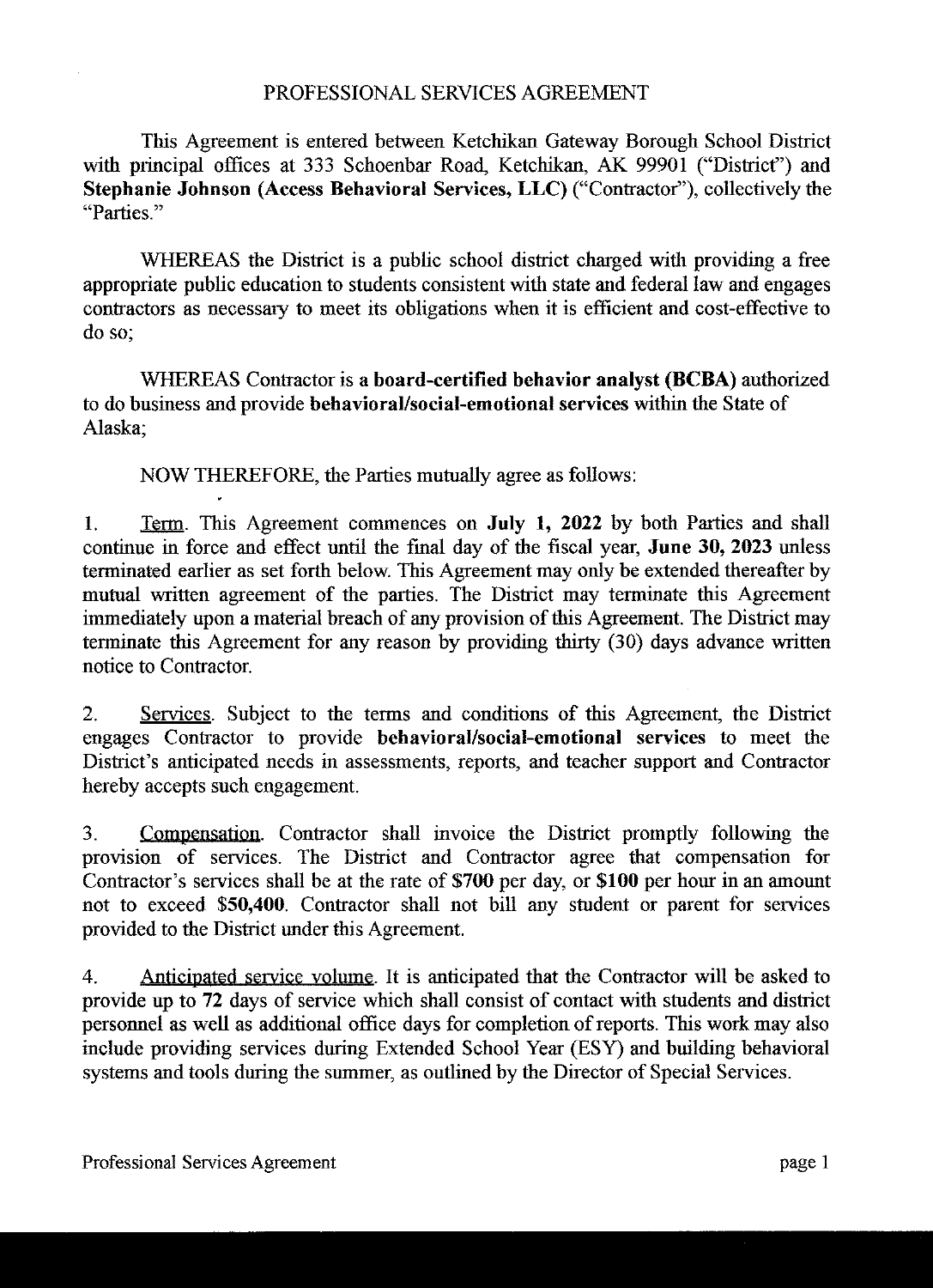# PROFESSIONAL SERVICES AGREEMENT

This Agreement is entered between Ketchikan Gateway Borough School District with principal offices at 333 Schoenbar Road, Ketchikan, AK 99901 ("District") and **Stephanie Johnson (Access Behavioral Services, LLC)** ("Contractor"), collectively the "Parties."

WHEREAS the District is a public school district charged with providing a free appropriate public education to students consistent with state and federal law and engages contractors as necessary to meet its obligations when it is efficient and cost-effective to do so;

WHEREAS Contractor is a **board-certified behavior analyst (BCBA)** authorized to do business and provide **behavioral/social-emotional services** within the State of Alaska;

NOW THEREFORE, the Parties mutually agree as follows:

1. Term. This Agreement commences on **July 1, 2022** by both Parties and shall continue in force and effect until the final day of the fiscal year, **June 30, 2023** unless terminated earlier as set forth below. This Agreement may only be extended thereafter by mutual written agreement of the parties. The District may terminate this Agreement immediately upon a material breach of any provision of this Agreement. The District may terminate this Agreement for any reason by providing thirty (30) days advance written notice to Contractor.

2. Services. Subject to the terms and conditions of this Agreement, the District engages Contractor to provide **behavioral/social-emotional services** to meet the District's anticipated needs in assessments, reports, and teacher support and Contractor hereby accepts such engagement.

3. Compensation. Contractor shall invoice the District promptly following the provision of services. The District and Contractor agree that compensation for Contractor's services shall be at the rate of **$700** per day, or **$100** per hour in an amount not to exceed $50,400. Contractor shall not bill any student or parent for services provided to the District under this Agreement.

4. Anticipated service volume. It is anticipated that the Contractor will be asked to provide up to **72** days of service which shall consist of contact with students and district personnel as well as additional office days for completion of reports. This work may also include providing services during Extended School Year (ESY) and building behavioral systems and tools during the summer, as outlined by the Director of Special Services.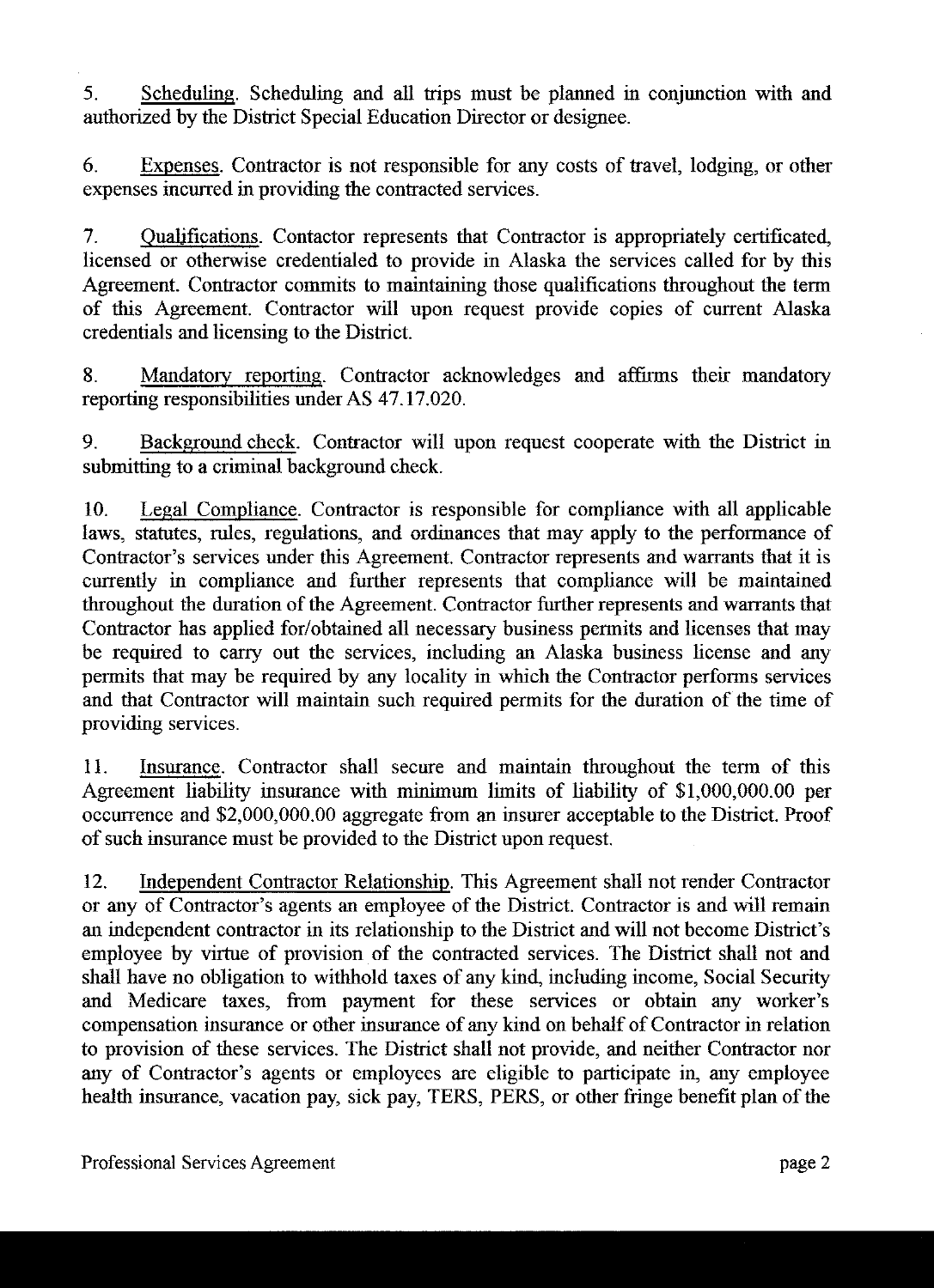5. Scheduling. Scheduling and all trips must be planned in conjunction with and authorized by the District Special Education Director or designee.

6. Expenses. Contractor is not responsible for any costs of travel, lodging, or other expenses incurred in providing the contracted services.

7. Qualifications. Contactor represents that Contractor is appropriately certificated, licensed or otherwise credentialed to provide in Alaska the services called for by this Agreement. Contractor commits to maintaining those qualifications throughout the term of this Agreement. Contractor will upon request provide copies of current Alaska credentials and licensing to the District.

8. Mandatory reporting. Contractor acknowledges and affirms their mandatory reporting responsibilities under AS 47.17.020.

9. Background check. Contractor will upon request cooperate with the District in submitting to a criminal background check.

10. Legal Compliance. Contractor is responsible for compliance with all applicable laws, statutes, rules, regulations, and ordinances that may apply to the performance of Contractor's services under this Agreement. Contractor represents and warrants that it is currently in compliance and further represents that compliance will be maintained throughout the duration of the Agreement. Contractor further represents and warrants that Contractor has applied for/obtained all necessary business permits and licenses that may be required to carry out the services, including an Alaska business license and any permits that may be required by any locality in which the Contractor performs services and that Contractor will maintain such required permits for the duration of the time of providing services.

11. Insurance. Contractor shall secure and maintain throughout the term of this Agreement liability insurance with minimum limits of liability of $1,000,000.00 per occurrence and $2,000,000.00 aggregate from an insurer acceptable to the District. Proof of such insurance must be provided to the District upon request.

12. Independent Contractor Relationship. This Agreement shall not render Contractor or any of Contractor's agents an employee of the District. Contractor is and will remain an independent contractor in its relationship to the District and will not become District's employee by virtue of provision of the contracted services. The District shall not and shall have no obligation to withhold taxes of any kind, including income, Social Security and Medicare taxes, from payment for these services or obtain any worker's compensation insurance or other insurance of any kind on behalf of Contractor in relation to provision of these services. The District shall not provide, and neither Contractor nor any of Contractor's agents or employees are eligible to participate in, any employee health insurance, vacation pay, sick pay, TERS, PERS, or other fringe benefit plan of the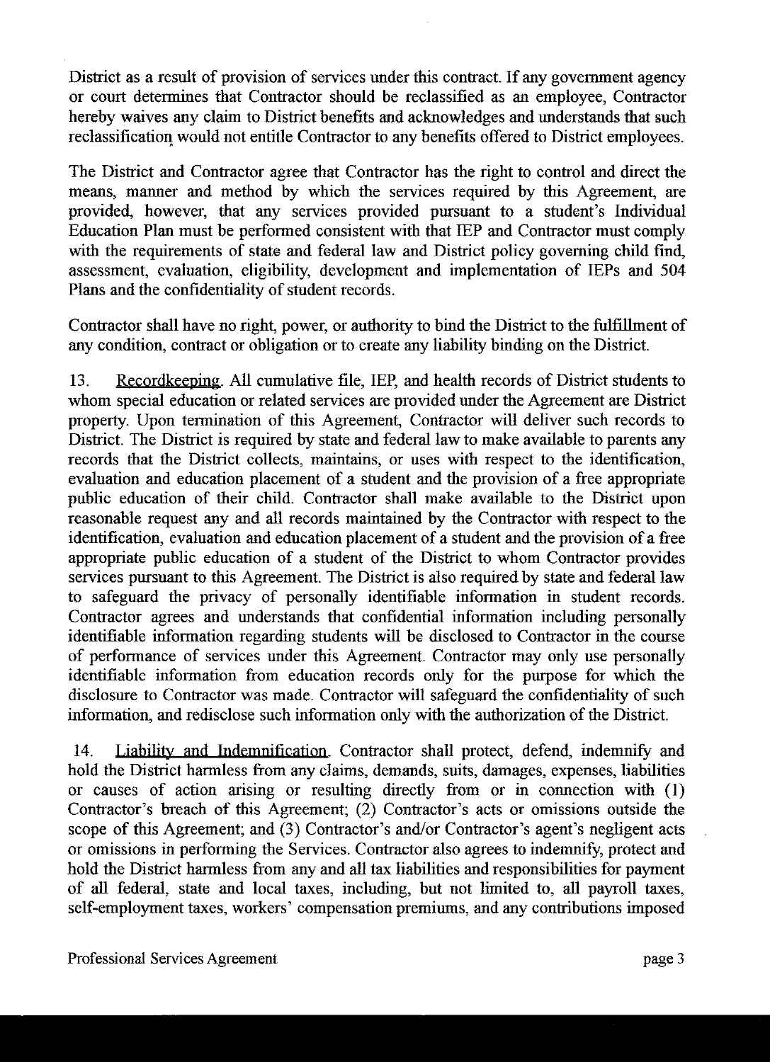District as a result of provision of services under this contract. If any government agency or court determines that Contractor should be reclassified as an employee, Contractor hereby waives any claim to District benefits and acknowledges and understands that such reclassification would not entitle Contractor to any benefits offered to District employees.

The District and Contractor agree that Contractor has the right to control and direct the means, manner and method by which the services required by this Agreement, are provided, however, that any services provided pursuant to a student's Individual Education Plan must be performed consistent with that IEP and Contractor must comply with the requirements of state and federal law and District policy governing child find, assessment, evaluation, eligibility, development and implementation of IEPs and 504 Plans and the confidentiality of student records.

Contractor shall have no right, power, or authority to bind the District to the fulfillment of any condition, contract or obligation or to create any liability binding on the District.

13. Recordkeeping. All cumulative file, IEP, and health records of District students to whom special education or related services are provided under the Agreement are District property. Upon termination of this Agreement, Contractor will deliver such records to District. The District is required by state and federal law to make available to parents any records that the District collects, maintains, or uses with respect to the identification, evaluation and education placement of a student and the provision of a free appropriate public education of their child. Contractor shall make available to the District upon reasonable request any and all records maintained by the Contractor with respect to the identification, evaluation and education placement of a student and the provision of a free appropriate public education of a student of the District to whom Contractor provides services pursuant to this Agreement. The District is also required by state and federal law to safeguard the privacy of personally identifiable information in student records. Contractor agrees and understands that confidential information including personally identifiable information regarding students will be disclosed to Contractor in the course of performance of services under this Agreement. Contractor may only use personally identifiable information from education records only for the purpose for which the disclosure to Contractor was made. Contractor will safeguard the confidentiality of such information, and redisclose such information only with the authorization of the District.

14. Liability and Indemnification. Contractor shall protect, defend, indemnify and hold the District harmless from any claims, demands, suits, damages, expenses, liabilities or causes of action arising or resulting directly from or in connection with (1) Contractor's breach of this Agreement; (2) Contractor's acts or omissions outside the scope of this Agreement; and (3) Contractor's and/or Contractor's agent's negligent acts or omissions in performing the Services. Contractor also agrees to indemnify, protect and hold the District harmless from any and all tax liabilities and responsibilities for payment of all federal, state and local taxes, including, but not limited to, all payroll taxes, self-employment taxes, workers' compensation premiums, and any contributions imposed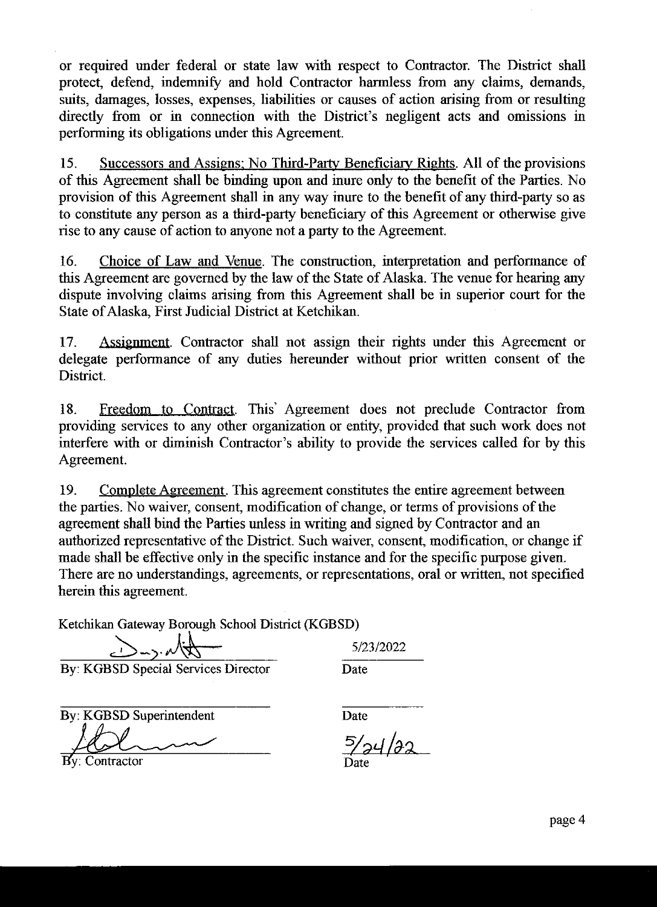or required under federal or state law with respect to Contractor. The District shall protect, defend, indemnify and hold Contractor harmless from any claims, demands, suits, damages, losses, expenses, liabilities or causes of action arising from or resulting directly from or in connection with the District's negligent acts and omissions in performing its obligations under this Agreement.

15. <u>Successors and Assigns; No Third-Party Beneficiary Rights</u>. All of the provisions of this Agreement shall be binding upon and inure only to the benefit of the Parties. No provision of this Agreement shall in any way inure to the benefit of any third-party so as to constitute any person as a third-party beneficiary of this Agreement or otherwise give rise to any cause of action to anyone not a party to the Agreement.

16. <u>Choice of Law and Venue</u>. The construction, interpretation and performance of this Agreement are governed by the law of the State of Alaska. The venue for hearing any dispute involving claims arising from this Agreement shall be in superior court for the State of Alaska, First Judicial District at Ketchikan.

17. <u>Assignment</u>. Contractor shall not assign their rights under this Agreement or delegate performance of any duties hereunder without prior written consent of the District.

18. <u>Freedom to Contract</u>. This' Agreement does not preclude Contractor from providing services to any other organization or entity, provided that such work does not interfere with or diminish Contractor's ability to provide the services called for by this Agreement.

19. <u>Complete Agreement</u>. This agreement constitutes the entire agreement between the parties. No waiver, consent, modification of change, or terms of provisions of the agreement shall bind the Parties unless in writing and signed by Contractor and an authorized representative of the District. Such waiver, consent, modification, or change if made shall be effective only in the specific instance and for the specific purpose given. There are no understandings, agreements, or representations, oral or written, not specified herein this agreement.

Ketchikan Gateway Borough School District (KGBSD)

By: KGBSD Special Services Director — Date: 5/23/2022

By: KGBSD Superintendent — Date:

By: Contractor — Date: 5/24/22